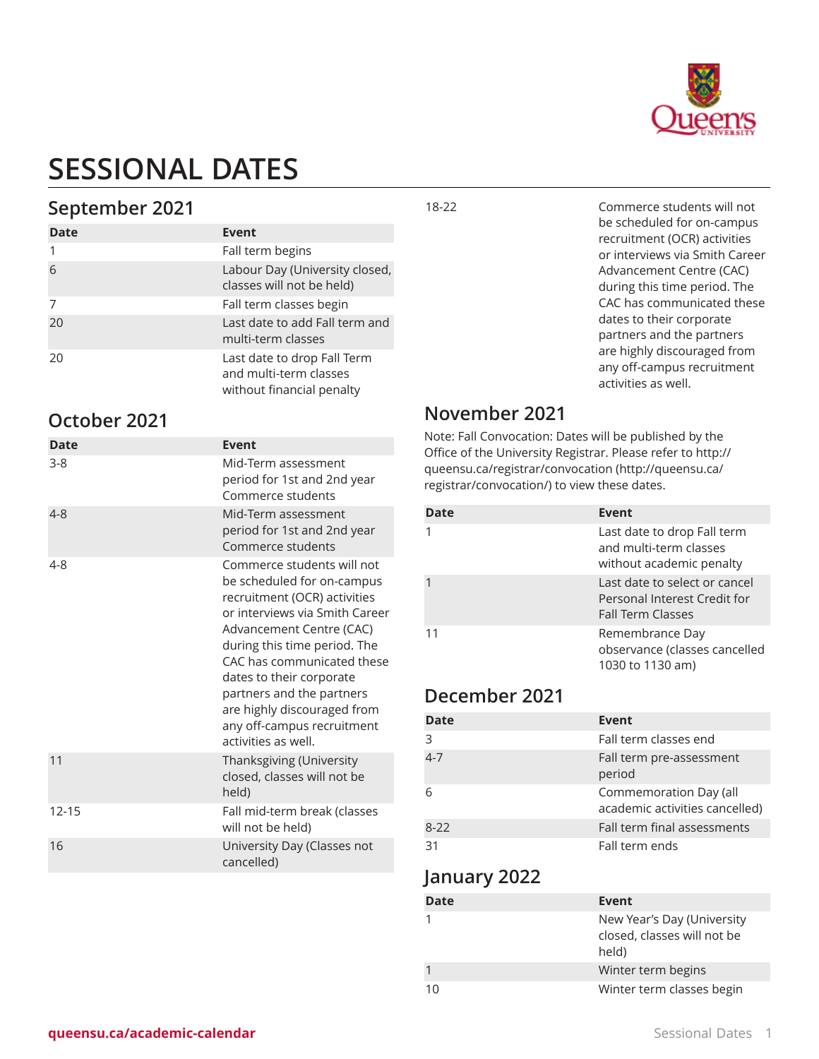# SESSIONAL DATES

## September 2021

| Date | Event |
|---|---|
| 1 | Fall term begins |
| 6 | Labour Day (University closed, classes will not be held) |
| 7 | Fall term classes begin |
| 20 | Last date to add Fall term and multi-term classes |
| 20 | Last date to drop Fall Term and multi-term classes without financial penalty |

## October 2021

| Date | Event |
|---|---|
| 3-8 | Mid-Term assessment period for 1st and 2nd year Commerce students |
| 4-8 | Mid-Term assessment period for 1st and 2nd year Commerce students |
| 4-8 | Commerce students will not be scheduled for on-campus recruitment (OCR) activities or interviews via Smith Career Advancement Centre (CAC) during this time period. The CAC has communicated these dates to their corporate partners and the partners are highly discouraged from any off-campus recruitment activities as well. |
| 11 | Thanksgiving (University closed, classes will not be held) |
| 12-15 | Fall mid-term break (classes will not be held) |
| 16 | University Day (Classes not cancelled) |
| 18-22 | Commerce students will not be scheduled for on-campus recruitment (OCR) activities or interviews via Smith Career Advancement Centre (CAC) during this time period. The CAC has communicated these dates to their corporate partners and the partners are highly discouraged from any off-campus recruitment activities as well. |

## November 2021

Note: Fall Convocation: Dates will be published by the Office of the University Registrar. Please refer to http://queensu.ca/registrar/convocation (http://queensu.ca/registrar/convocation/) to view these dates.

| Date | Event |
|---|---|
| 1 | Last date to drop Fall term and multi-term classes without academic penalty |
| 1 | Last date to select or cancel Personal Interest Credit for Fall Term Classes |
| 11 | Remembrance Day observance (classes cancelled 1030 to 1130 am) |

## December 2021

| Date | Event |
|---|---|
| 3 | Fall term classes end |
| 4-7 | Fall term pre-assessment period |
| 6 | Commemoration Day (all academic activities cancelled) |
| 8-22 | Fall term final assessments |
| 31 | Fall term ends |

## January 2022

| Date | Event |
|---|---|
| 1 | New Year's Day (University closed, classes will not be held) |
| 1 | Winter term begins |
| 10 | Winter term classes begin |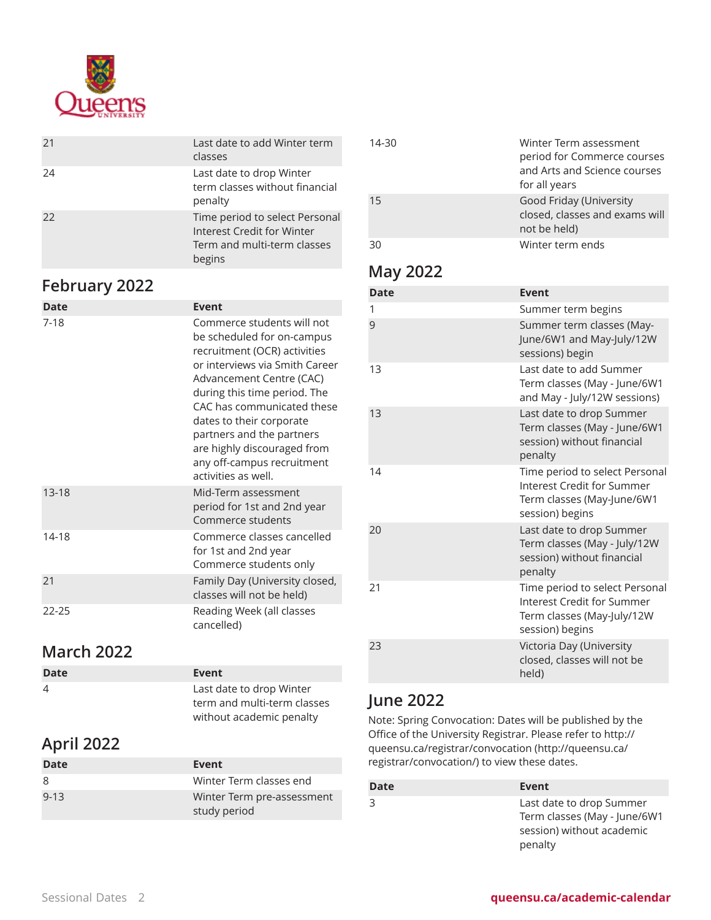| | |
|---|---|
| 21 | Last date to add Winter term classes |
| 24 | Last date to drop Winter term classes without financial penalty |
| 22 | Time period to select Personal Interest Credit for Winter Term and multi-term classes begins |

## February 2022

| Date | Event |
|---|---|
| 7-18 | Commerce students will not be scheduled for on-campus recruitment (OCR) activities or interviews via Smith Career Advancement Centre (CAC) during this time period. The CAC has communicated these dates to their corporate partners and the partners are highly discouraged from any off-campus recruitment activities as well. |
| 13-18 | Mid-Term assessment period for 1st and 2nd year Commerce students |
| 14-18 | Commerce classes cancelled for 1st and 2nd year Commerce students only |
| 21 | Family Day (University closed, classes will not be held) |
| 22-25 | Reading Week (all classes cancelled) |

## March 2022

| Date | Event |
|---|---|
| 4 | Last date to drop Winter term and multi-term classes without academic penalty |

## April 2022

| Date | Event |
|---|---|
| 8 | Winter Term classes end |
| 9-13 | Winter Term pre-assessment study period |
| 14-30 | Winter Term assessment period for Commerce courses and Arts and Science courses for all years |
| 15 | Good Friday (University closed, classes and exams will not be held) |
| 30 | Winter term ends |

## May 2022

| Date | Event |
|---|---|
| 1 | Summer term begins |
| 9 | Summer term classes (May-June/6W1 and May-July/12W sessions) begin |
| 13 | Last date to add Summer Term classes (May - June/6W1 and May - July/12W sessions) |
| 13 | Last date to drop Summer Term classes (May - June/6W1 session) without financial penalty |
| 14 | Time period to select Personal Interest Credit for Summer Term classes (May-June/6W1 session) begins |
| 20 | Last date to drop Summer Term classes (May - July/12W session) without financial penalty |
| 21 | Time period to select Personal Interest Credit for Summer Term classes (May-July/12W session) begins |
| 23 | Victoria Day (University closed, classes will not be held) |

## June 2022

Note: Spring Convocation: Dates will be published by the Office of the University Registrar. Please refer to http://queensu.ca/registrar/convocation (http://queensu.ca/registrar/convocation/) to view these dates.

| Date | Event |
|---|---|
| 3 | Last date to drop Summer Term classes (May - June/6W1 session) without academic penalty |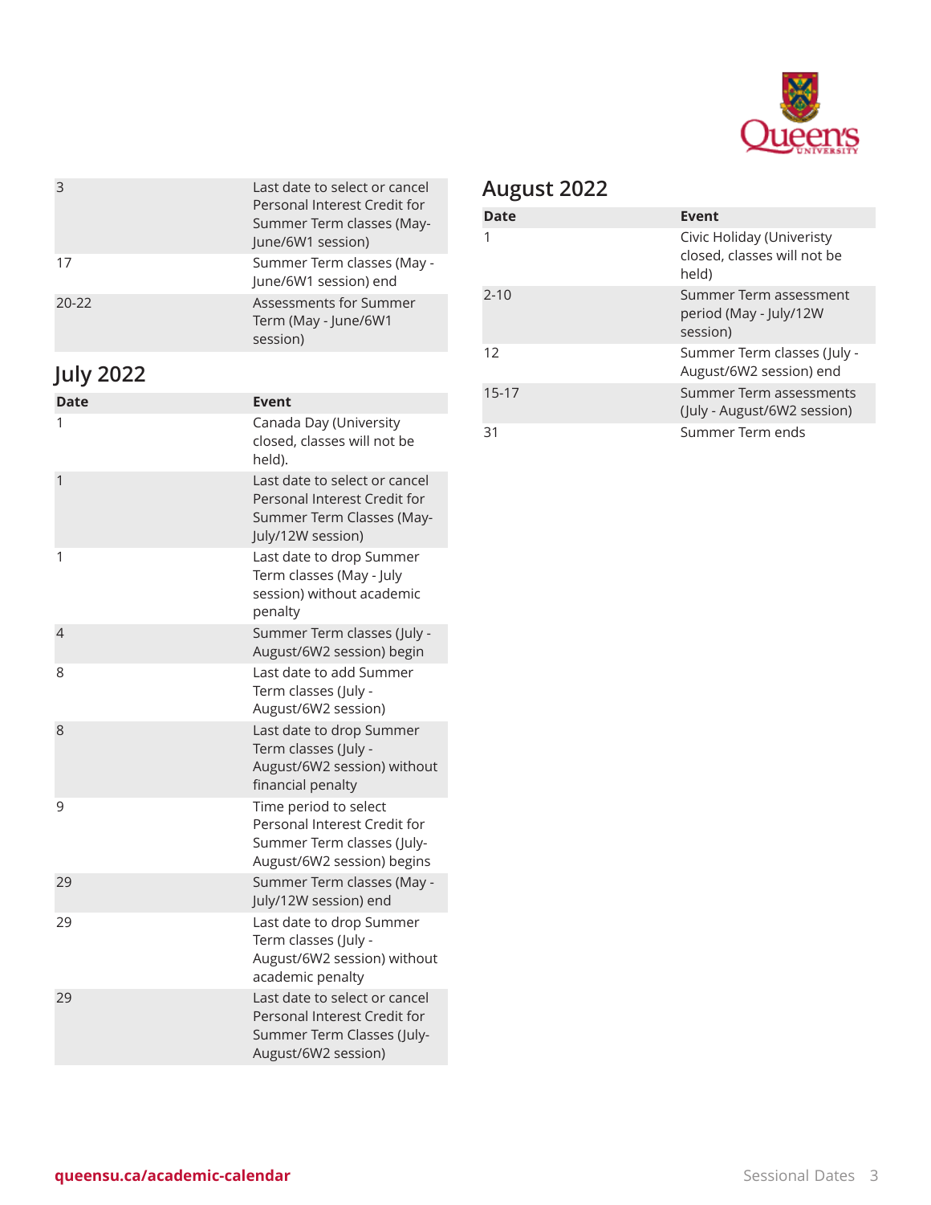| | |
|---|---|
| 3 | Last date to select or cancel Personal Interest Credit for Summer Term classes (May-June/6W1 session) |
| 17 | Summer Term classes (May - June/6W1 session) end |
| 20-22 | Assessments for Summer Term (May - June/6W1 session) |

## July 2022

| Date | Event |
|---|---|
| 1 | Canada Day (University closed, classes will not be held). |
| 1 | Last date to select or cancel Personal Interest Credit for Summer Term Classes (May-July/12W session) |
| 1 | Last date to drop Summer Term classes (May - July session) without academic penalty |
| 4 | Summer Term classes (July - August/6W2 session) begin |
| 8 | Last date to add Summer Term classes (July - August/6W2 session) |
| 8 | Last date to drop Summer Term classes (July - August/6W2 session) without financial penalty |
| 9 | Time period to select Personal Interest Credit for Summer Term classes (July-August/6W2 session) begins |
| 29 | Summer Term classes (May - July/12W session) end |
| 29 | Last date to drop Summer Term classes (July - August/6W2 session) without academic penalty |
| 29 | Last date to select or cancel Personal Interest Credit for Summer Term Classes (July-August/6W2 session) |

## August 2022

| Date | Event |
|---|---|
| 1 | Civic Holiday (Univeristy closed, classes will not be held) |
| 2-10 | Summer Term assessment period (May - July/12W session) |
| 12 | Summer Term classes (July - August/6W2 session) end |
| 15-17 | Summer Term assessments (July - August/6W2 session) |
| 31 | Summer Term ends |